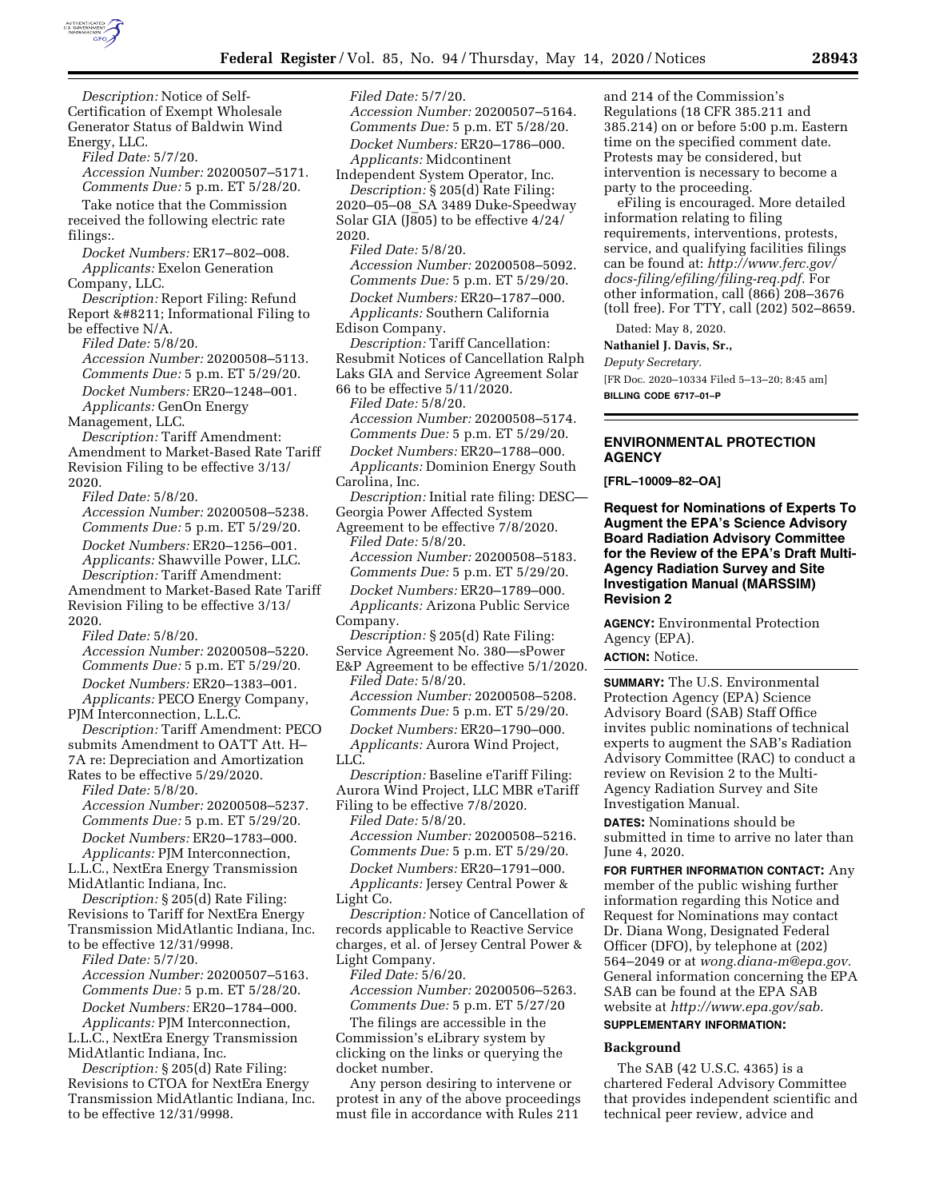*Description:* Notice of Self-Certification of Exempt Wholesale Generator Status of Baldwin Wind Energy, LLC.

*Filed Date:* 5/7/20.

*Accession Number:* 20200507–5171.

*Comments Due:* 5 p.m. ET 5/28/20.

Take notice that the Commission received the following electric rate filings:.

*Docket Numbers:* ER17–802–008.

*Applicants:* Exelon Generation Company, LLC.

*Description:* Report Filing: Refund Report &#8211; Informational Filing to be effective N/A.

*Filed Date:* 5/8/20.

*Accession Number:* 20200508–5113.

*Comments Due:* 5 p.m. ET 5/29/20.

*Docket Numbers:* ER20–1248–001.

*Applicants:* GenOn Energy Management, LLC.

*Description:* Tariff Amendment: Amendment to Market-Based Rate Tariff Revision Filing to be effective 3/13/2020.

*Filed Date:* 5/8/20.

*Accession Number:* 20200508–5238.

*Comments Due:* 5 p.m. ET 5/29/20.

*Docket Numbers:* ER20–1256–001.

*Applicants:* Shawville Power, LLC.

*Description:* Tariff Amendment: Amendment to Market-Based Rate Tariff Revision Filing to be effective 3/13/2020.

*Filed Date:* 5/8/20.

*Accession Number:* 20200508–5220.

*Comments Due:* 5 p.m. ET 5/29/20.

*Docket Numbers:* ER20–1383–001.

*Applicants:* PECO Energy Company, PJM Interconnection, L.L.C.

*Description:* Tariff Amendment: PECO submits Amendment to OATT Att. H–7A re: Depreciation and Amortization Rates to be effective 5/29/2020.

*Filed Date:* 5/8/20.

*Accession Number:* 20200508–5237.

*Comments Due:* 5 p.m. ET 5/29/20.

*Docket Numbers:* ER20–1783–000.

*Applicants:* PJM Interconnection, L.L.C., NextEra Energy Transmission MidAtlantic Indiana, Inc.

*Description:* § 205(d) Rate Filing: Revisions to Tariff for NextEra Energy Transmission MidAtlantic Indiana, Inc. to be effective 12/31/9998.

*Filed Date:* 5/7/20.

*Accession Number:* 20200507–5163.

*Comments Due:* 5 p.m. ET 5/28/20.

*Docket Numbers:* ER20–1784–000.

*Applicants:* PJM Interconnection, L.L.C., NextEra Energy Transmission MidAtlantic Indiana, Inc.

*Description:* § 205(d) Rate Filing: Revisions to CTOA for NextEra Energy Transmission MidAtlantic Indiana, Inc. to be effective 12/31/9998.

*Filed Date:* 5/7/20.

*Accession Number:* 20200507–5164.

*Comments Due:* 5 p.m. ET 5/28/20.

*Docket Numbers:* ER20–1786–000.

*Applicants:* Midcontinent Independent System Operator, Inc.

*Description:* § 205(d) Rate Filing: 2020–05–08_SA 3489 Duke-Speedway Solar GIA (J805) to be effective 4/24/2020.

*Filed Date:* 5/8/20.

*Accession Number:* 20200508–5092.

*Comments Due:* 5 p.m. ET 5/29/20.

*Docket Numbers:* ER20–1787–000.

*Applicants:* Southern California Edison Company.

*Description:* Tariff Cancellation: Resubmit Notices of Cancellation Ralph Laks GIA and Service Agreement Solar 66 to be effective 5/11/2020.

*Filed Date:* 5/8/20.

*Accession Number:* 20200508–5174.

*Comments Due:* 5 p.m. ET 5/29/20.

*Docket Numbers:* ER20–1788–000.

*Applicants:* Dominion Energy South Carolina, Inc.

*Description:* Initial rate filing: DESC—Georgia Power Affected System Agreement to be effective 7/8/2020.

*Filed Date:* 5/8/20.

*Accession Number:* 20200508–5183.

*Comments Due:* 5 p.m. ET 5/29/20.

*Docket Numbers:* ER20–1789–000.

*Applicants:* Arizona Public Service Company.

*Description:* § 205(d) Rate Filing: Service Agreement No. 380—sPower E&P Agreement to be effective 5/1/2020.

*Filed Date:* 5/8/20.

*Accession Number:* 20200508–5208.

*Comments Due:* 5 p.m. ET 5/29/20.

*Docket Numbers:* ER20–1790–000.

*Applicants:* Aurora Wind Project, LLC.

*Description:* Baseline eTariff Filing: Aurora Wind Project, LLC MBR eTariff Filing to be effective 7/8/2020.

*Filed Date:* 5/8/20.

*Accession Number:* 20200508–5216.

*Comments Due:* 5 p.m. ET 5/29/20.

*Docket Numbers:* ER20–1791–000.

*Applicants:* Jersey Central Power & Light Co.

*Description:* Notice of Cancellation of records applicable to Reactive Service charges, et al. of Jersey Central Power & Light Company.

*Filed Date:* 5/6/20.

*Accession Number:* 20200506–5263.

*Comments Due:* 5 p.m. ET 5/27/20

The filings are accessible in the Commission's eLibrary system by clicking on the links or querying the docket number.

Any person desiring to intervene or protest in any of the above proceedings must file in accordance with Rules 211 and 214 of the Commission's Regulations (18 CFR 385.211 and 385.214) on or before 5:00 p.m. Eastern time on the specified comment date. Protests may be considered, but intervention is necessary to become a party to the proceeding.

eFiling is encouraged. More detailed information relating to filing requirements, interventions, protests, service, and qualifying facilities filings can be found at: *http://www.ferc.gov/docs-filing/efiling/filing-req.pdf.* For other information, call (866) 208–3676 (toll free). For TTY, call (202) 502–8659.

Dated: May 8, 2020.

**Nathaniel J. Davis, Sr.,**

*Deputy Secretary.*

[FR Doc. 2020–10334 Filed 5–13–20; 8:45 am]

**BILLING CODE 6717–01–P**

## ENVIRONMENTAL PROTECTION AGENCY

**[FRL–10009–82–OA]**

### Request for Nominations of Experts To Augment the EPA's Science Advisory Board Radiation Advisory Committee for the Review of the EPA's Draft Multi-Agency Radiation Survey and Site Investigation Manual (MARSSIM) Revision 2

**AGENCY:** Environmental Protection Agency (EPA).

**ACTION:** Notice.

**SUMMARY:** The U.S. Environmental Protection Agency (EPA) Science Advisory Board (SAB) Staff Office invites public nominations of technical experts to augment the SAB's Radiation Advisory Committee (RAC) to conduct a review on Revision 2 to the Multi-Agency Radiation Survey and Site Investigation Manual.

**DATES:** Nominations should be submitted in time to arrive no later than June 4, 2020.

**FOR FURTHER INFORMATION CONTACT:** Any member of the public wishing further information regarding this Notice and Request for Nominations may contact Dr. Diana Wong, Designated Federal Officer (DFO), by telephone at (202) 564–2049 or at *wong.diana-m@epa.gov.* General information concerning the EPA SAB can be found at the EPA SAB website at *http://www.epa.gov/sab.*

**SUPPLEMENTARY INFORMATION:**

#### Background

The SAB (42 U.S.C. 4365) is a chartered Federal Advisory Committee that provides independent scientific and technical peer review, advice and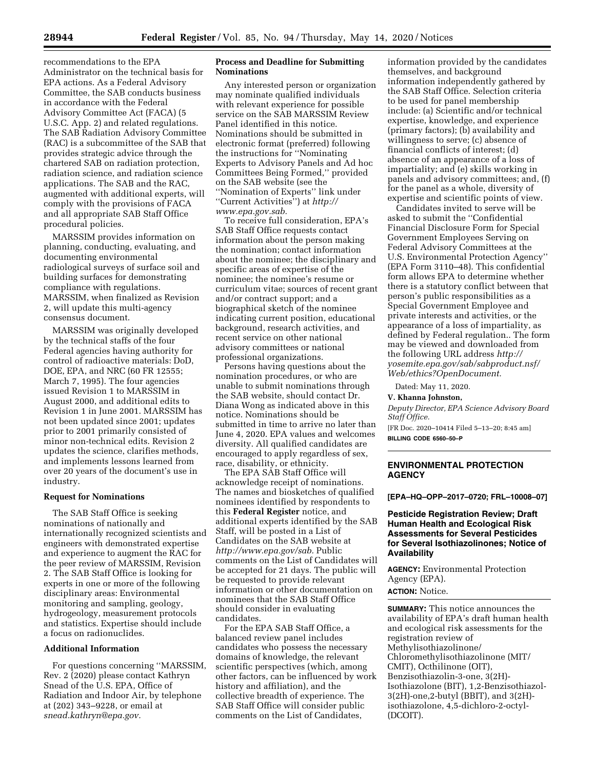recommendations to the EPA Administrator on the technical basis for EPA actions. As a Federal Advisory Committee, the SAB conducts business in accordance with the Federal Advisory Committee Act (FACA) (5 U.S.C. App. 2) and related regulations. The SAB Radiation Advisory Committee (RAC) is a subcommittee of the SAB that provides strategic advice through the chartered SAB on radiation protection, radiation science, and radiation science applications. The SAB and the RAC, augmented with additional experts, will comply with the provisions of FACA and all appropriate SAB Staff Office procedural policies.

MARSSIM provides information on planning, conducting, evaluating, and documenting environmental radiological surveys of surface soil and building surfaces for demonstrating compliance with regulations. MARSSIM, when finalized as Revision 2, will update this multi-agency consensus document.

MARSSIM was originally developed by the technical staffs of the four Federal agencies having authority for control of radioactive materials: DoD, DOE, EPA, and NRC (60 FR 12555; March 7, 1995). The four agencies issued Revision 1 to MARSSIM in August 2000, and additional edits to Revision 1 in June 2001. MARSSIM has not been updated since 2001; updates prior to 2001 primarily consisted of minor non-technical edits. Revision 2 updates the science, clarifies methods, and implements lessons learned from over 20 years of the document's use in industry.

**Request for Nominations**

The SAB Staff Office is seeking nominations of nationally and internationally recognized scientists and engineers with demonstrated expertise and experience to augment the RAC for the peer review of MARSSIM, Revision 2. The SAB Staff Office is looking for experts in one or more of the following disciplinary areas: Environmental monitoring and sampling, geology, hydrogeology, measurement protocols and statistics. Expertise should include a focus on radionuclides.

**Additional Information**

For questions concerning ''MARSSIM, Rev. 2 (2020) please contact Kathryn Snead of the U.S. EPA, Office of Radiation and Indoor Air, by telephone at (202) 343–9228, or email at *snead.kathryn@epa.gov.*

**Process and Deadline for Submitting Nominations**

Any interested person or organization may nominate qualified individuals with relevant experience for possible service on the SAB MARSSIM Review Panel identified in this notice. Nominations should be submitted in electronic format (preferred) following the instructions for ''Nominating Experts to Advisory Panels and Ad hoc Committees Being Formed,'' provided on the SAB website (see the ''Nomination of Experts'' link under ''Current Activities'') at *http://www.epa.gov.sab.*

To receive full consideration, EPA's SAB Staff Office requests contact information about the person making the nomination; contact information about the nominee; the disciplinary and specific areas of expertise of the nominee; the nominee's resume or curriculum vitae; sources of recent grant and/or contract support; and a biographical sketch of the nominee indicating current position, educational background, research activities, and recent service on other national advisory committees or national professional organizations.

Persons having questions about the nomination procedures, or who are unable to submit nominations through the SAB website, should contact Dr. Diana Wong as indicated above in this notice. Nominations should be submitted in time to arrive no later than June 4, 2020. EPA values and welcomes diversity. All qualified candidates are encouraged to apply regardless of sex, race, disability, or ethnicity.

The EPA SAB Staff Office will acknowledge receipt of nominations. The names and biosketches of qualified nominees identified by respondents to this **Federal Register** notice, and additional experts identified by the SAB Staff, will be posted in a List of Candidates on the SAB website at *http://www.epa.gov/sab.* Public comments on the List of Candidates will be accepted for 21 days. The public will be requested to provide relevant information or other documentation on nominees that the SAB Staff Office should consider in evaluating candidates.

For the EPA SAB Staff Office, a balanced review panel includes candidates who possess the necessary domains of knowledge, the relevant scientific perspectives (which, among other factors, can be influenced by work history and affiliation), and the collective breadth of experience. The SAB Staff Office will consider public comments on the List of Candidates, information provided by the candidates themselves, and background information independently gathered by the SAB Staff Office. Selection criteria to be used for panel membership include: (a) Scientific and/or technical expertise, knowledge, and experience (primary factors); (b) availability and willingness to serve; (c) absence of financial conflicts of interest; (d) absence of an appearance of a loss of impartiality; and (e) skills working in panels and advisory committees; and, (f) for the panel as a whole, diversity of expertise and scientific points of view.

Candidates invited to serve will be asked to submit the ''Confidential Financial Disclosure Form for Special Government Employees Serving on Federal Advisory Committees at the U.S. Environmental Protection Agency'' (EPA Form 3110–48). This confidential form allows EPA to determine whether there is a statutory conflict between that person's public responsibilities as a Special Government Employee and private interests and activities, or the appearance of a loss of impartiality, as defined by Federal regulation.. The form may be viewed and downloaded from the following URL address *http://yosemite.epa.gov/sab/sabproduct.nsf/Web/ethics?OpenDocument.*

Dated: May 11, 2020.

**V. Khanna Johnston,**

*Deputy Director, EPA Science Advisory Board Staff Office.*

[FR Doc. 2020–10414 Filed 5–13–20; 8:45 am]

**BILLING CODE 6560–50–P**

---

**ENVIRONMENTAL PROTECTION AGENCY**

**[EPA–HQ–OPP–2017–0720; FRL–10008–07]**

**Pesticide Registration Review; Draft Human Health and Ecological Risk Assessments for Several Pesticides for Several Isothiazolinones; Notice of Availability**

**AGENCY:** Environmental Protection Agency (EPA).

**ACTION:** Notice.

**SUMMARY:** This notice announces the availability of EPA's draft human health and ecological risk assessments for the registration review of Methylisothiazolinone/Chloromethylisothiazolinone (MIT/CMIT), Octhilinone (OIT), Benzisothiazolin-3-one, 3(2H)-Isothiazolone (BIT), 1,2-Benzisothiazol-3(2H)-one,2-butyl (BBIT), and 3(2H)-isothiazolone, 4,5-dichloro-2-octyl-(DCOIT).